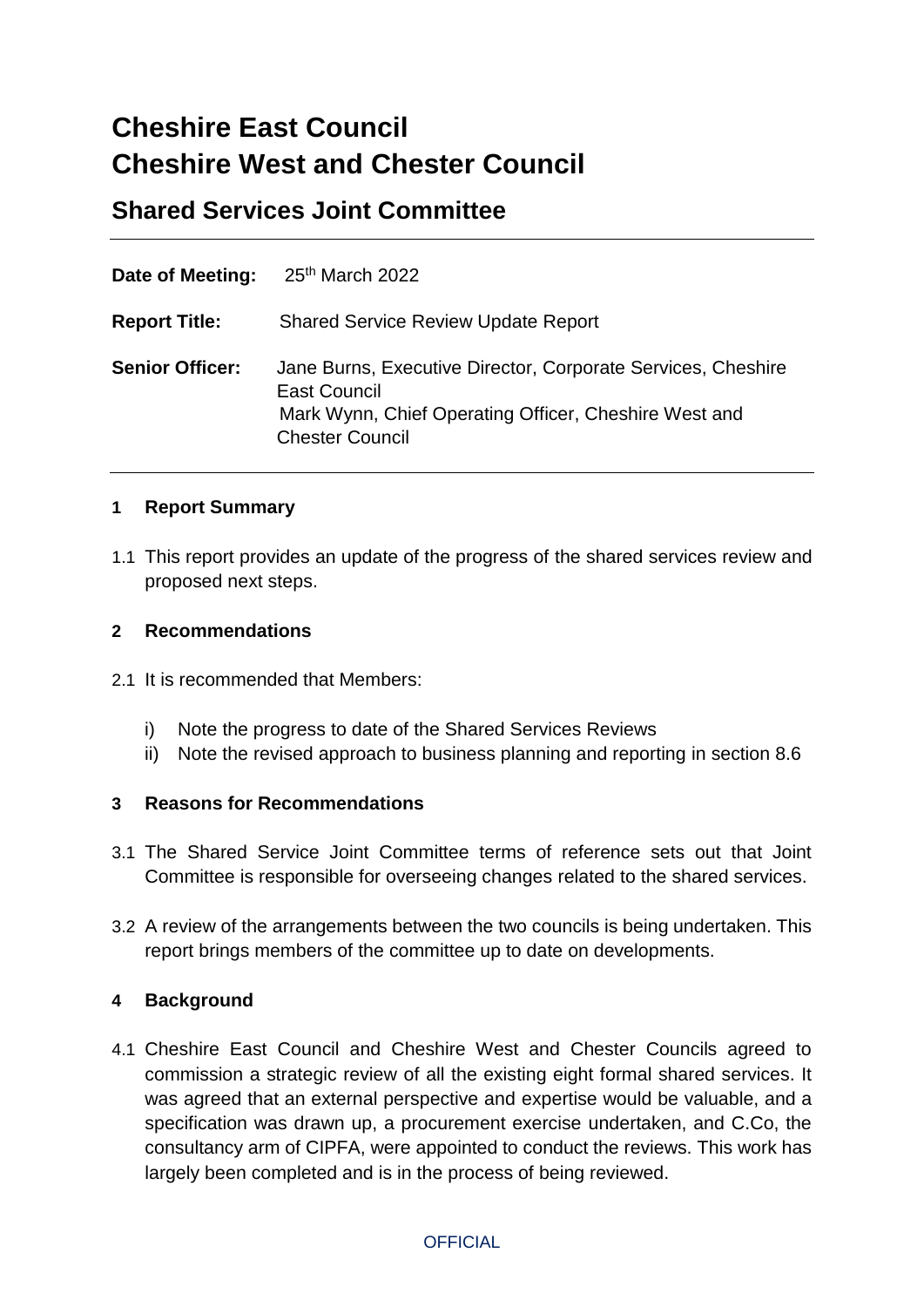# Cheshire East Council
# Cheshire West and Chester Council

## Shared Services Joint Committee

---

**Date of Meeting:** 25th March 2022

**Report Title:** Shared Service Review Update Report

**Senior Officer:** Jane Burns, Executive Director, Corporate Services, Cheshire East Council
Mark Wynn, Chief Operating Officer, Cheshire West and Chester Council

---

### 1 Report Summary

1.1 This report provides an update of the progress of the shared services review and proposed next steps.

### 2 Recommendations

2.1 It is recommended that Members:

i) Note the progress to date of the Shared Services Reviews
ii) Note the revised approach to business planning and reporting in section 8.6

### 3 Reasons for Recommendations

3.1 The Shared Service Joint Committee terms of reference sets out that Joint Committee is responsible for overseeing changes related to the shared services.

3.2 A review of the arrangements between the two councils is being undertaken. This report brings members of the committee up to date on developments.

### 4 Background

4.1 Cheshire East Council and Cheshire West and Chester Councils agreed to commission a strategic review of all the existing eight formal shared services. It was agreed that an external perspective and expertise would be valuable, and a specification was drawn up, a procurement exercise undertaken, and C.Co, the consultancy arm of CIPFA, were appointed to conduct the reviews. This work has largely been completed and is in the process of being reviewed.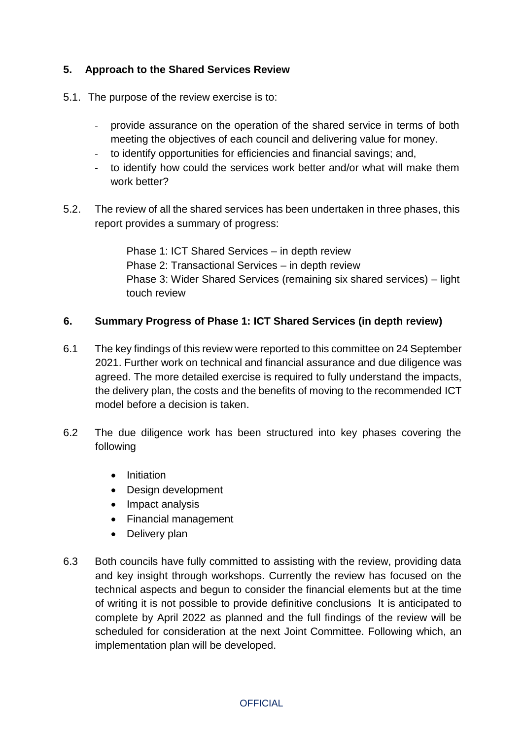## 5. Approach to the Shared Services Review

5.1. The purpose of the review exercise is to:

- provide assurance on the operation of the shared service in terms of both meeting the objectives of each council and delivering value for money.
- to identify opportunities for efficiencies and financial savings; and,
- to identify how could the services work better and/or what will make them work better?

5.2. The review of all the shared services has been undertaken in three phases, this report provides a summary of progress:

Phase 1: ICT Shared Services – in depth review
Phase 2: Transactional Services – in depth review
Phase 3: Wider Shared Services (remaining six shared services) – light touch review

## 6. Summary Progress of Phase 1: ICT Shared Services (in depth review)

6.1 The key findings of this review were reported to this committee on 24 September 2021. Further work on technical and financial assurance and due diligence was agreed. The more detailed exercise is required to fully understand the impacts, the delivery plan, the costs and the benefits of moving to the recommended ICT model before a decision is taken.

6.2 The due diligence work has been structured into key phases covering the following

- Initiation
- Design development
- Impact analysis
- Financial management
- Delivery plan

6.3 Both councils have fully committed to assisting with the review, providing data and key insight through workshops. Currently the review has focused on the technical aspects and begun to consider the financial elements but at the time of writing it is not possible to provide definitive conclusions It is anticipated to complete by April 2022 as planned and the full findings of the review will be scheduled for consideration at the next Joint Committee. Following which, an implementation plan will be developed.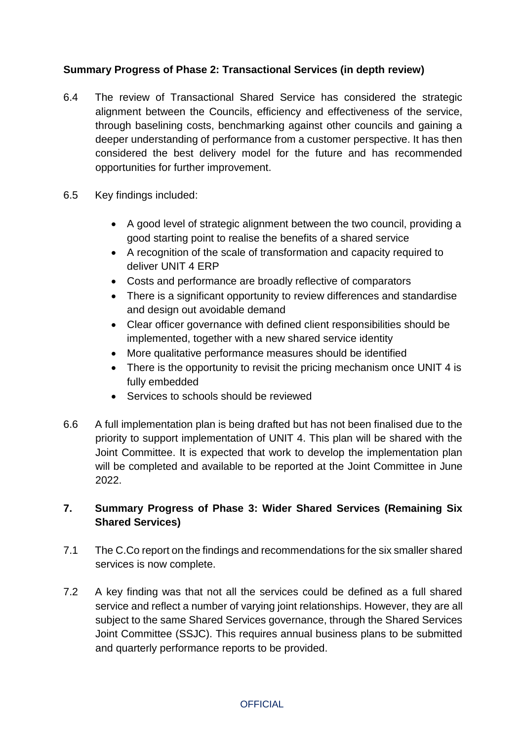**Summary Progress of Phase 2: Transactional Services (in depth review)**

6.4 The review of Transactional Shared Service has considered the strategic alignment between the Councils, efficiency and effectiveness of the service, through baselining costs, benchmarking against other councils and gaining a deeper understanding of performance from a customer perspective. It has then considered the best delivery model for the future and has recommended opportunities for further improvement.

6.5 Key findings included:

- A good level of strategic alignment between the two council, providing a good starting point to realise the benefits of a shared service
- A recognition of the scale of transformation and capacity required to deliver UNIT 4 ERP
- Costs and performance are broadly reflective of comparators
- There is a significant opportunity to review differences and standardise and design out avoidable demand
- Clear officer governance with defined client responsibilities should be implemented, together with a new shared service identity
- More qualitative performance measures should be identified
- There is the opportunity to revisit the pricing mechanism once UNIT 4 is fully embedded
- Services to schools should be reviewed

6.6 A full implementation plan is being drafted but has not been finalised due to the priority to support implementation of UNIT 4. This plan will be shared with the Joint Committee. It is expected that work to develop the implementation plan will be completed and available to be reported at the Joint Committee in June 2022.

## 7. Summary Progress of Phase 3: Wider Shared Services (Remaining Six Shared Services)

7.1 The C.Co report on the findings and recommendations for the six smaller shared services is now complete.

7.2 A key finding was that not all the services could be defined as a full shared service and reflect a number of varying joint relationships. However, they are all subject to the same Shared Services governance, through the Shared Services Joint Committee (SSJC). This requires annual business plans to be submitted and quarterly performance reports to be provided.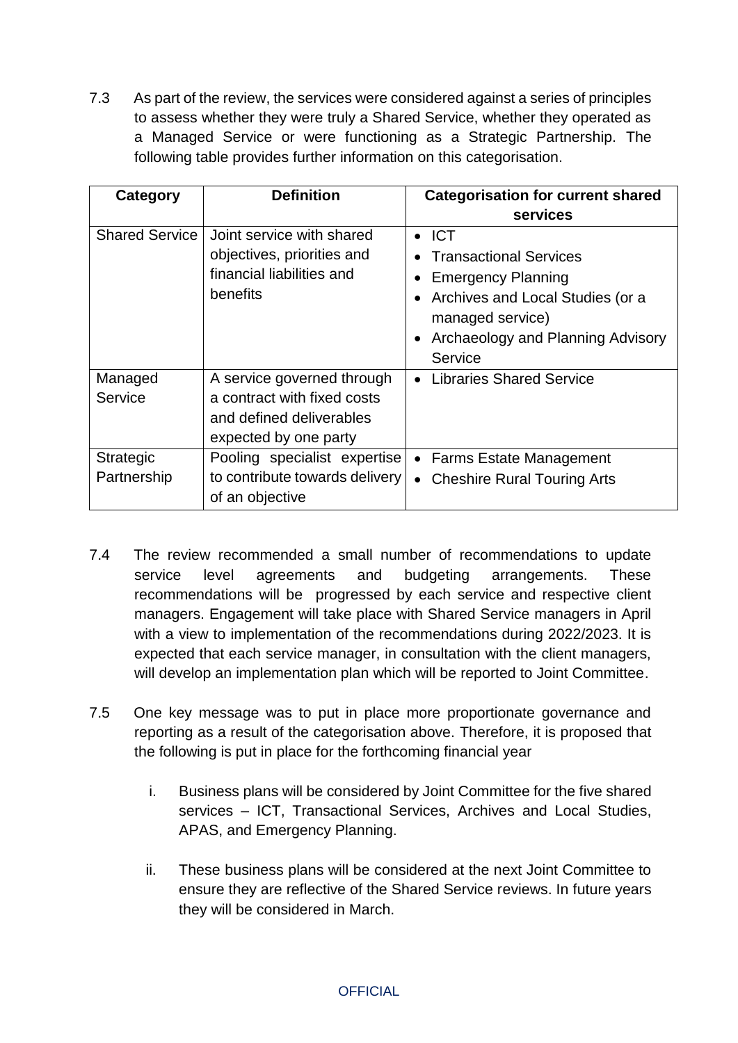7.3 As part of the review, the services were considered against a series of principles to assess whether they were truly a Shared Service, whether they operated as a Managed Service or were functioning as a Strategic Partnership. The following table provides further information on this categorisation.

| Category | Definition | Categorisation for current shared services |
|---|---|---|
| Shared Service | Joint service with shared objectives, priorities and financial liabilities and benefits | • ICT<br>• Transactional Services<br>• Emergency Planning<br>• Archives and Local Studies (or a managed service)<br>• Archaeology and Planning Advisory Service |
| Managed Service | A service governed through a contract with fixed costs and defined deliverables expected by one party | • Libraries Shared Service |
| Strategic Partnership | Pooling specialist expertise to contribute towards delivery of an objective | • Farms Estate Management<br>• Cheshire Rural Touring Arts |

7.4 The review recommended a small number of recommendations to update service level agreements and budgeting arrangements. These recommendations will be progressed by each service and respective client managers. Engagement will take place with Shared Service managers in April with a view to implementation of the recommendations during 2022/2023. It is expected that each service manager, in consultation with the client managers, will develop an implementation plan which will be reported to Joint Committee.

7.5 One key message was to put in place more proportionate governance and reporting as a result of the categorisation above. Therefore, it is proposed that the following is put in place for the forthcoming financial year

i. Business plans will be considered by Joint Committee for the five shared services – ICT, Transactional Services, Archives and Local Studies, APAS, and Emergency Planning.

ii. These business plans will be considered at the next Joint Committee to ensure they are reflective of the Shared Service reviews. In future years they will be considered in March.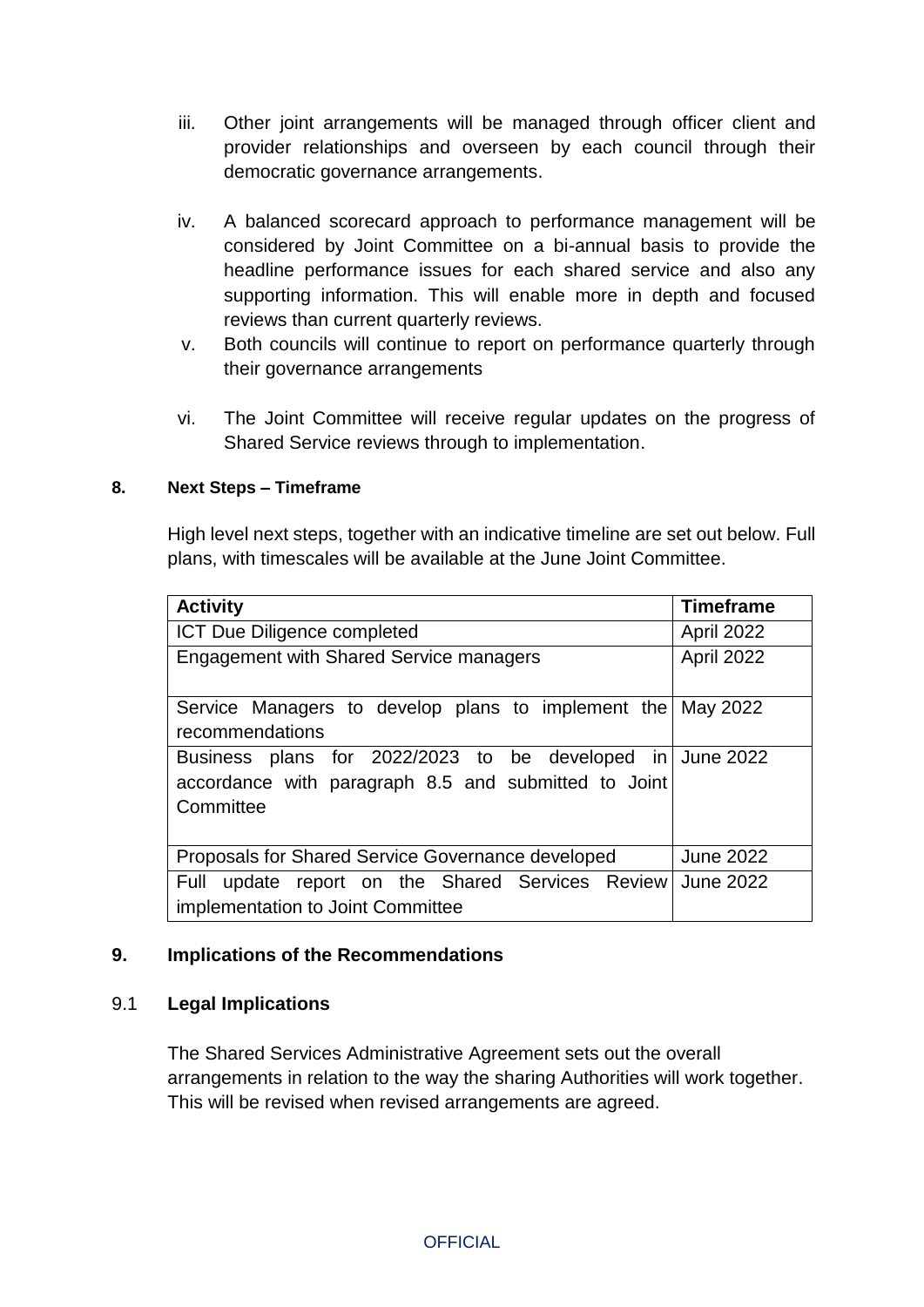iii. Other joint arrangements will be managed through officer client and provider relationships and overseen by each council through their democratic governance arrangements.

iv. A balanced scorecard approach to performance management will be considered by Joint Committee on a bi-annual basis to provide the headline performance issues for each shared service and also any supporting information. This will enable more in depth and focused reviews than current quarterly reviews.

v. Both councils will continue to report on performance quarterly through their governance arrangements

vi. The Joint Committee will receive regular updates on the progress of Shared Service reviews through to implementation.

#### 8. Next Steps – Timeframe

High level next steps, together with an indicative timeline are set out below. Full plans, with timescales will be available at the June Joint Committee.

| Activity | Timeframe |
|---|---|
| ICT Due Diligence completed | April 2022 |
| Engagement with Shared Service managers | April 2022 |
| Service Managers to develop plans to implement the recommendations | May 2022 |
| Business plans for 2022/2023 to be developed in accordance with paragraph 8.5 and submitted to Joint Committee | June 2022 |
| Proposals for Shared Service Governance developed | June 2022 |
| Full update report on the Shared Services Review implementation to Joint Committee | June 2022 |

## 9. Implications of the Recommendations

### 9.1 Legal Implications

The Shared Services Administrative Agreement sets out the overall arrangements in relation to the way the sharing Authorities will work together. This will be revised when revised arrangements are agreed.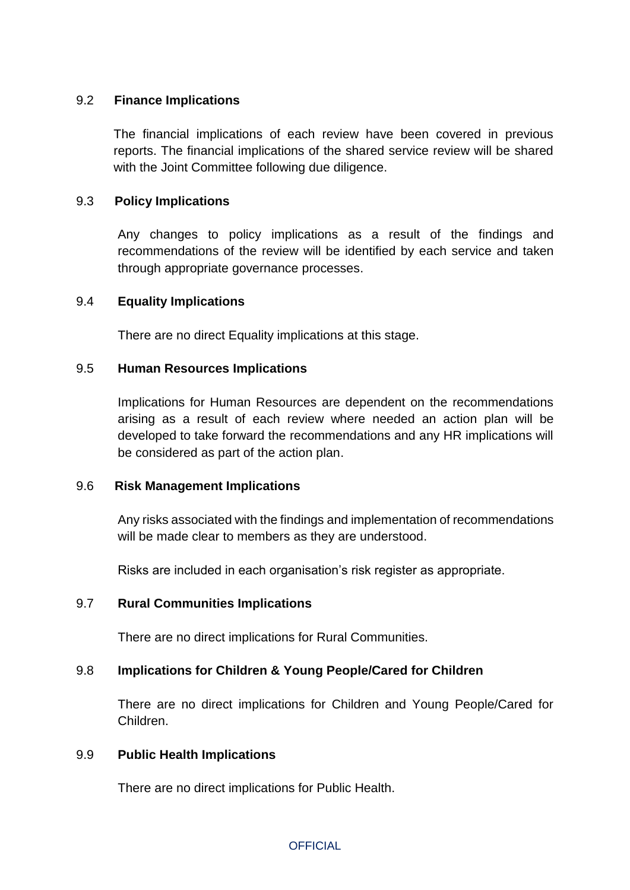### 9.2 Finance Implications

The financial implications of each review have been covered in previous reports. The financial implications of the shared service review will be shared with the Joint Committee following due diligence.

### 9.3 Policy Implications

Any changes to policy implications as a result of the findings and recommendations of the review will be identified by each service and taken through appropriate governance processes.

### 9.4 Equality Implications

There are no direct Equality implications at this stage.

### 9.5 Human Resources Implications

Implications for Human Resources are dependent on the recommendations arising as a result of each review where needed an action plan will be developed to take forward the recommendations and any HR implications will be considered as part of the action plan.

### 9.6 Risk Management Implications

Any risks associated with the findings and implementation of recommendations will be made clear to members as they are understood.

Risks are included in each organisation's risk register as appropriate.

### 9.7 Rural Communities Implications

There are no direct implications for Rural Communities.

### 9.8 Implications for Children & Young People/Cared for Children

There are no direct implications for Children and Young People/Cared for Children.

### 9.9 Public Health Implications

There are no direct implications for Public Health.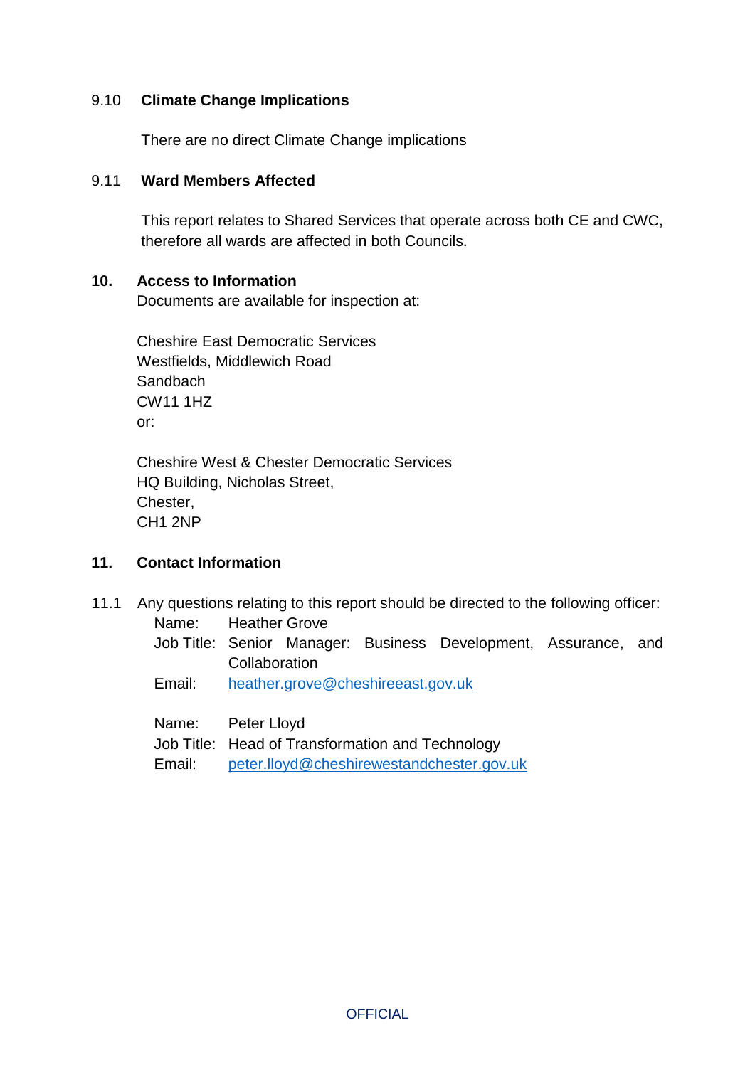9.10 **Climate Change Implications**

There are no direct Climate Change implications

9.11 **Ward Members Affected**

This report relates to Shared Services that operate across both CE and CWC, therefore all wards are affected in both Councils.

## 10. Access to Information

Documents are available for inspection at:

Cheshire East Democratic Services
Westfields, Middlewich Road
Sandbach
CW11 1HZ
or:

Cheshire West & Chester Democratic Services
HQ Building, Nicholas Street,
Chester,
CH1 2NP

## 11. Contact Information

11.1 Any questions relating to this report should be directed to the following officer:

Name: Heather Grove
Job Title: Senior Manager: Business Development, Assurance, and Collaboration
Email: heather.grove@cheshireeast.gov.uk

Name: Peter Lloyd
Job Title: Head of Transformation and Technology
Email: peter.lloyd@cheshirewestandchester.gov.uk

OFFICIAL